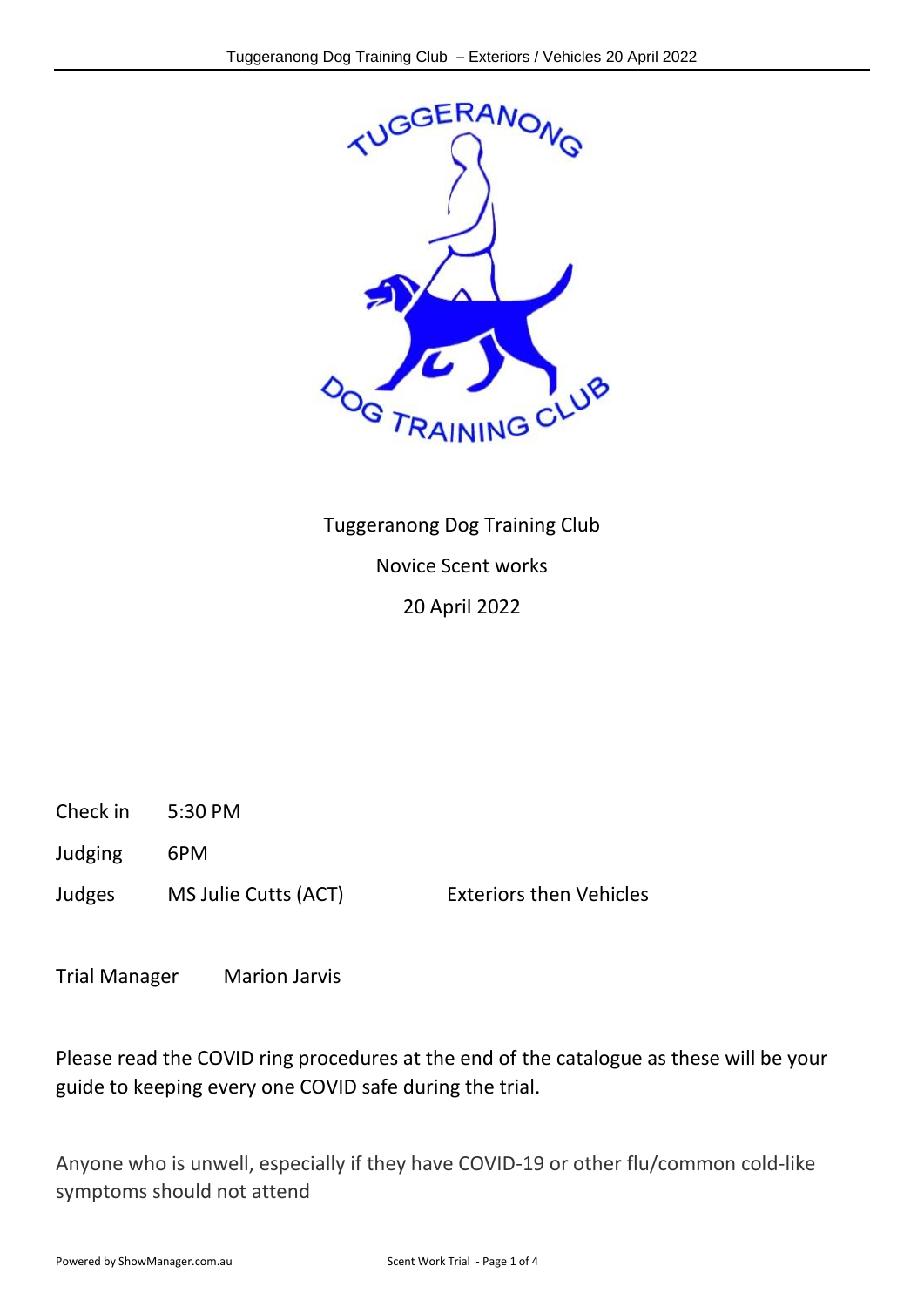Tuggeranong Dog Training Club

Novice Scent works

20 April 2022

Check in 5:30 PM

Judging 6PM

Judges MS Julie Cutts (ACT) Exteriors then Vehicles

Trial Manager Marion Jarvis

Please read the COVID ring procedures at the end of the catalogue as these will be your guide to keeping every one COVID safe during the trial.

Anyone who is unwell, especially if they have COVID-19 or other flu/common cold-like symptoms should not attend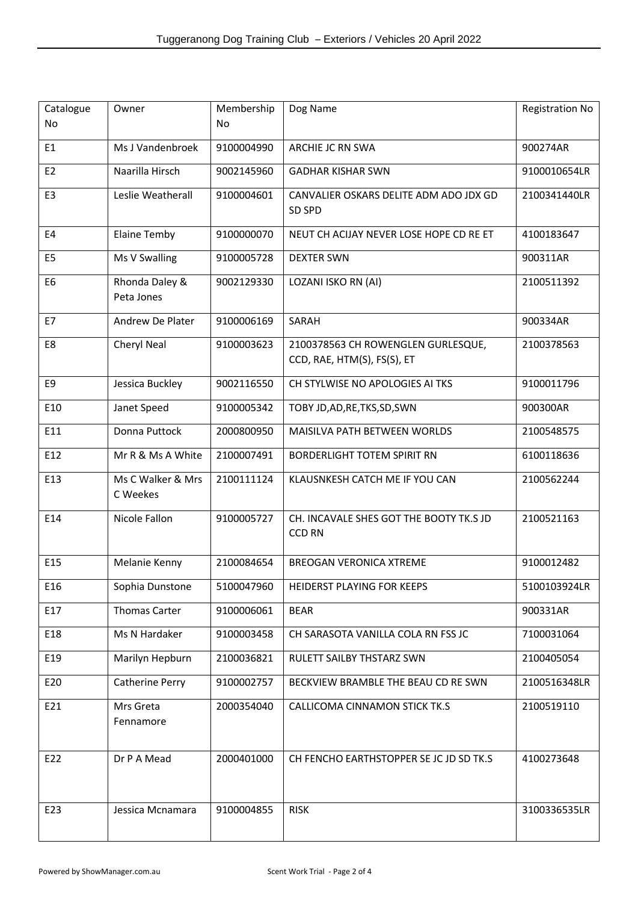| Catalogue No | Owner | Membership No | Dog Name | Registration No |
|---|---|---|---|---|
| E1 | Ms J Vandenbroek | 9100004990 | ARCHIE JC RN SWA | 900274AR |
| E2 | Naarilla Hirsch | 9002145960 | GADHAR KISHAR SWN | 9100010654LR |
| E3 | Leslie Weatherall | 9100004601 | CANVALIER OSKARS DELITE ADM ADO JDX GD SD SPD | 2100341440LR |
| E4 | Elaine Temby | 9100000070 | NEUT CH ACIJAY NEVER LOSE HOPE CD RE ET | 4100183647 |
| E5 | Ms V Swalling | 9100005728 | DEXTER SWN | 900311AR |
| E6 | Rhonda Daley & Peta Jones | 9002129330 | LOZANI ISKO RN (AI) | 2100511392 |
| E7 | Andrew De Plater | 9100006169 | SARAH | 900334AR |
| E8 | Cheryl Neal | 9100003623 | 2100378563 CH ROWENGLEN GURLESQUE, CCD, RAE, HTM(S), FS(S), ET | 2100378563 |
| E9 | Jessica Buckley | 9002116550 | CH STYLWISE NO APOLOGIES AI TKS | 9100011796 |
| E10 | Janet Speed | 9100005342 | TOBY JD,AD,RE,TKS,SD,SWN | 900300AR |
| E11 | Donna Puttock | 2000800950 | MAISILVA PATH BETWEEN WORLDS | 2100548575 |
| E12 | Mr R & Ms A White | 2100007491 | BORDERLIGHT TOTEM SPIRIT RN | 6100118636 |
| E13 | Ms C Walker & Mrs C Weekes | 2100111124 | KLAUSNKESH CATCH ME IF YOU CAN | 2100562244 |
| E14 | Nicole Fallon | 9100005727 | CH. INCAVALE SHES GOT THE BOOTY TK.S JD CCD RN | 2100521163 |
| E15 | Melanie Kenny | 2100084654 | BREOGAN VERONICA XTREME | 9100012482 |
| E16 | Sophia Dunstone | 5100047960 | HEIDERST PLAYING FOR KEEPS | 5100103924LR |
| E17 | Thomas Carter | 9100006061 | BEAR | 900331AR |
| E18 | Ms N Hardaker | 9100003458 | CH SARASOTA VANILLA COLA RN FSS JC | 7100031064 |
| E19 | Marilyn Hepburn | 2100036821 | RULETT SAILBY THSTARZ SWN | 2100405054 |
| E20 | Catherine Perry | 9100002757 | BECKVIEW BRAMBLE THE BEAU CD RE SWN | 2100516348LR |
| E21 | Mrs Greta Fennamore | 2000354040 | CALLICOMA CINNAMON STICK TK.S | 2100519110 |
| E22 | Dr P A Mead | 2000401000 | CH FENCHO EARTHSTOPPER SE JC JD SD TK.S | 4100273648 |
| E23 | Jessica Mcnamara | 9100004855 | RISK | 3100336535LR |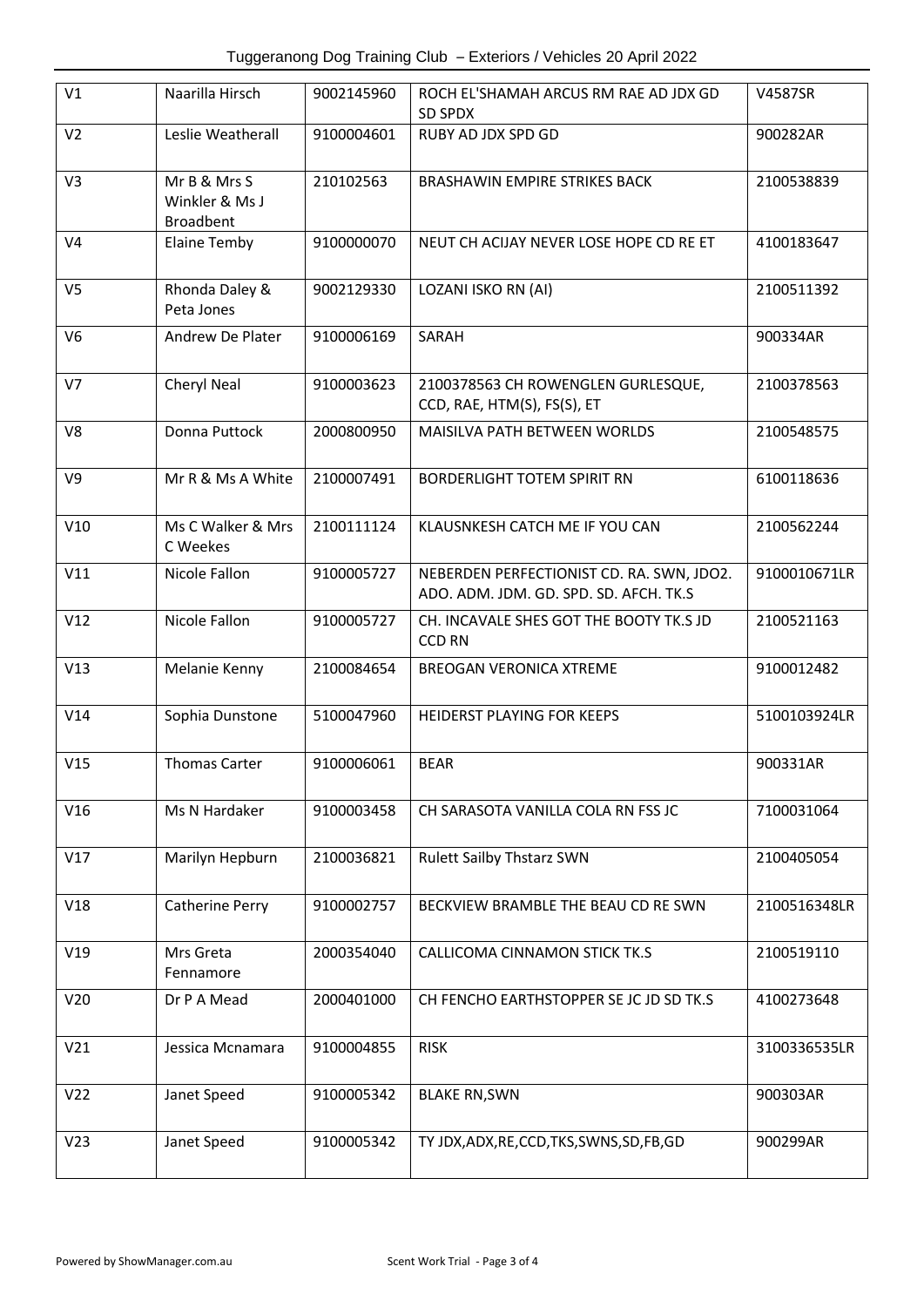| V1 | Naarilla Hirsch | 9002145960 | ROCH EL'SHAMAH ARCUS RM RAE AD JDX GD SD SPDX | V4587SR |
|---|---|---|---|---|
| V2 | Leslie Weatherall | 9100004601 | RUBY AD JDX SPD GD | 900282AR |
| V3 | Mr B & Mrs S Winkler & Ms J Broadbent | 210102563 | BRASHAWIN EMPIRE STRIKES BACK | 2100538839 |
| V4 | Elaine Temby | 9100000070 | NEUT CH ACIJAY NEVER LOSE HOPE CD RE ET | 4100183647 |
| V5 | Rhonda Daley & Peta Jones | 9002129330 | LOZANI ISKO RN (AI) | 2100511392 |
| V6 | Andrew De Plater | 9100006169 | SARAH | 900334AR |
| V7 | Cheryl Neal | 9100003623 | 2100378563 CH ROWENGLEN GURLESQUE, CCD, RAE, HTM(S), FS(S), ET | 2100378563 |
| V8 | Donna Puttock | 2000800950 | MAISILVA PATH BETWEEN WORLDS | 2100548575 |
| V9 | Mr R & Ms A White | 2100007491 | BORDERLIGHT TOTEM SPIRIT RN | 6100118636 |
| V10 | Ms C Walker & Mrs C Weekes | 2100111124 | KLAUSNKESH CATCH ME IF YOU CAN | 2100562244 |
| V11 | Nicole Fallon | 9100005727 | NEBERDEN PERFECTIONIST CD. RA. SWN, JDO2. ADO. ADM. JDM. GD. SPD. SD. AFCH. TK.S | 9100010671LR |
| V12 | Nicole Fallon | 9100005727 | CH. INCAVALE SHES GOT THE BOOTY TK.S JD CCD RN | 2100521163 |
| V13 | Melanie Kenny | 2100084654 | BREOGAN VERONICA XTREME | 9100012482 |
| V14 | Sophia Dunstone | 5100047960 | HEIDERST PLAYING FOR KEEPS | 5100103924LR |
| V15 | Thomas Carter | 9100006061 | BEAR | 900331AR |
| V16 | Ms N Hardaker | 9100003458 | CH SARASOTA VANILLA COLA RN FSS JC | 7100031064 |
| V17 | Marilyn Hepburn | 2100036821 | Rulett Sailby Thstarz SWN | 2100405054 |
| V18 | Catherine Perry | 9100002757 | BECKVIEW BRAMBLE THE BEAU CD RE SWN | 2100516348LR |
| V19 | Mrs Greta Fennamore | 2000354040 | CALLICOMA CINNAMON STICK TK.S | 2100519110 |
| V20 | Dr P A Mead | 2000401000 | CH FENCHO EARTHSTOPPER SE JC JD SD TK.S | 4100273648 |
| V21 | Jessica Mcnamara | 9100004855 | RISK | 3100336535LR |
| V22 | Janet Speed | 9100005342 | BLAKE RN,SWN | 900303AR |
| V23 | Janet Speed | 9100005342 | TY JDX,ADX,RE,CCD,TKS,SWNS,SD,FB,GD | 900299AR |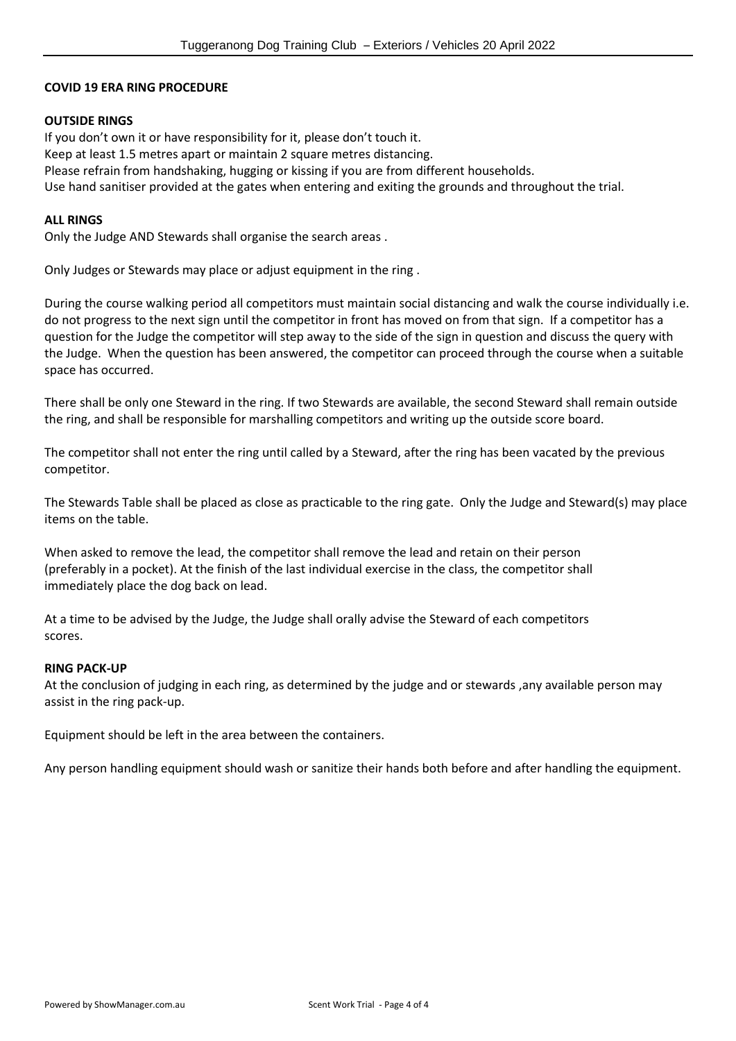**COVID 19 ERA RING PROCEDURE**

**OUTSIDE RINGS**

If you don't own it or have responsibility for it, please don't touch it.
Keep at least 1.5 metres apart or maintain 2 square metres distancing.
Please refrain from handshaking, hugging or kissing if you are from different households.
Use hand sanitiser provided at the gates when entering and exiting the grounds and throughout the trial.

**ALL RINGS**

Only the Judge AND Stewards shall organise the search areas .

Only Judges or Stewards may place or adjust equipment in the ring .

During the course walking period all competitors must maintain social distancing and walk the course individually i.e. do not progress to the next sign until the competitor in front has moved on from that sign. If a competitor has a question for the Judge the competitor will step away to the side of the sign in question and discuss the query with the Judge. When the question has been answered, the competitor can proceed through the course when a suitable space has occurred.

There shall be only one Steward in the ring. If two Stewards are available, the second Steward shall remain outside the ring, and shall be responsible for marshalling competitors and writing up the outside score board.

The competitor shall not enter the ring until called by a Steward, after the ring has been vacated by the previous competitor.

The Stewards Table shall be placed as close as practicable to the ring gate. Only the Judge and Steward(s) may place items on the table.

When asked to remove the lead, the competitor shall remove the lead and retain on their person (preferably in a pocket). At the finish of the last individual exercise in the class, the competitor shall immediately place the dog back on lead.

At a time to be advised by the Judge, the Judge shall orally advise the Steward of each competitors scores.

**RING PACK-UP**

At the conclusion of judging in each ring, as determined by the judge and or stewards ,any available person may assist in the ring pack-up.

Equipment should be left in the area between the containers.

Any person handling equipment should wash or sanitize their hands both before and after handling the equipment.